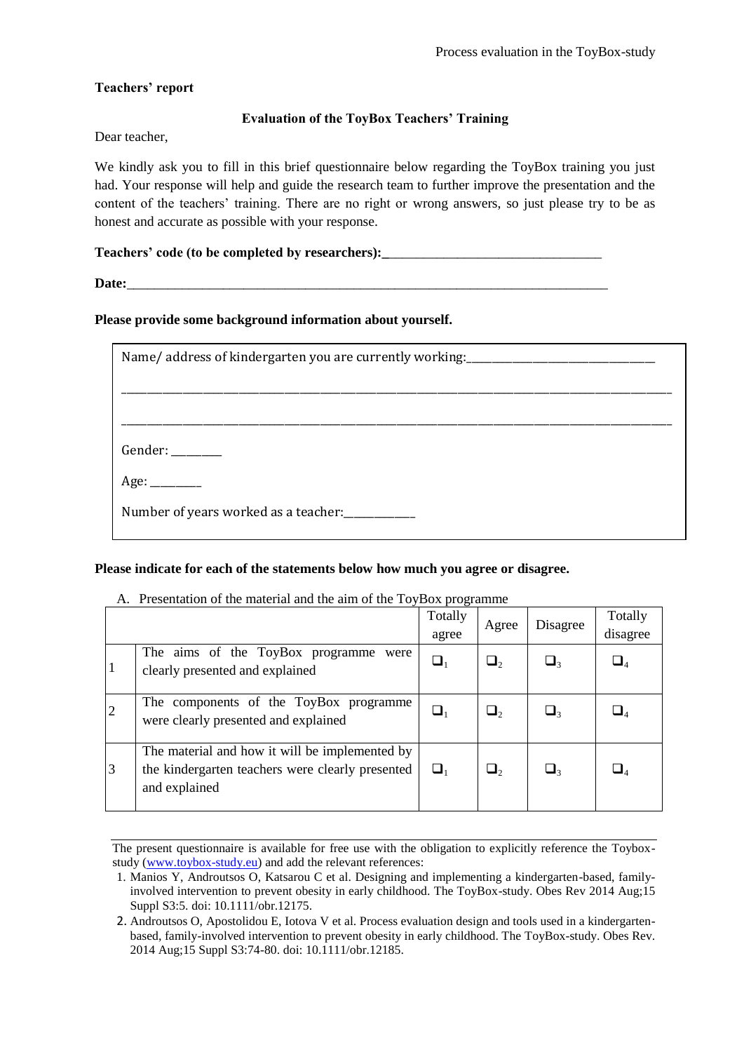**Teachers' report**

**Evaluation of the ToyBox Teachers' Training**

Dear teacher,

We kindly ask you to fill in this brief questionnaire below regarding the ToyBox training you just had. Your response will help and guide the research team to further improve the presentation and the content of the teachers' training. There are no right or wrong answers, so just please try to be as honest and accurate as possible with your response.

**Teachers' code (to be completed by researchers):**\_\_\_\_\_\_\_\_\_\_\_\_\_\_\_\_\_\_\_\_\_\_\_\_\_\_\_\_\_\_\_\_

**Date:**\_\_\_\_\_\_\_\_\_\_\_\_\_\_\_\_\_\_\_\_\_\_\_\_\_\_\_\_\_\_\_\_\_\_\_\_\_\_\_\_\_\_\_\_\_\_\_\_\_\_\_\_\_\_\_\_\_\_\_\_\_\_\_\_\_\_\_\_\_\_

**Please provide some background information about yourself.**

Name/ address of kindergarten you are currently working:\_\_\_\_\_\_\_\_\_\_\_\_\_\_\_\_\_\_\_\_\_\_\_\_\_\_\_\_\_\_

\_\_\_\_\_\_\_\_\_\_\_\_\_\_\_\_\_\_\_\_\_\_\_\_\_\_\_\_\_\_\_\_\_\_\_\_\_\_\_\_\_\_\_\_\_\_\_\_\_\_\_\_\_\_\_\_\_\_\_\_\_\_\_\_\_\_\_\_\_\_\_\_\_\_\_\_\_\_

\_\_\_\_\_\_\_\_\_\_\_\_\_\_\_\_\_\_\_\_\_\_\_\_\_\_\_\_\_\_\_\_\_\_\_\_\_\_\_\_\_\_\_\_\_\_\_\_\_\_\_\_\_\_\_\_\_\_\_\_\_\_\_\_\_\_\_\_\_\_\_\_\_\_\_\_\_\_

Gender: \_\_\_\_\_\_\_\_

Age: \_\_\_\_\_\_\_\_

Number of years worked as a teacher:\_\_\_\_\_\_\_\_\_\_\_\_

**Please indicate for each of the statements below how much you agree or disagree.**

A. Presentation of the material and the aim of the ToyBox programme

| | | Totally agree | Agree | Disagree | Totally disagree |
|---|---|---|---|---|---|
| 1 | The aims of the ToyBox programme were clearly presented and explained | ❑1 | ❑2 | ❑3 | ❑4 |
| 2 | The components of the ToyBox programme were clearly presented and explained | ❑1 | ❑2 | ❑3 | ❑4 |
| 3 | The material and how it will be implemented by the kindergarten teachers were clearly presented and explained | ❑1 | ❑2 | ❑3 | ❑4 |

---

The present questionnaire is available for free use with the obligation to explicitly reference the Toybox-study ([www.toybox-study.eu](http://www.toybox-study.eu)) and add the relevant references:

1. Manios Y, Androutsos O, Katsarou C et al. Designing and implementing a kindergarten-based, family-involved intervention to prevent obesity in early childhood. The ToyBox-study. Obes Rev 2014 Aug;15 Suppl S3:5. doi: 10.1111/obr.12175.
2. Androutsos O, Apostolidou E, Iotova V et al. Process evaluation design and tools used in a kindergarten-based, family-involved intervention to prevent obesity in early childhood. The ToyBox-study. Obes Rev. 2014 Aug;15 Suppl S3:74-80. doi: 10.1111/obr.12185.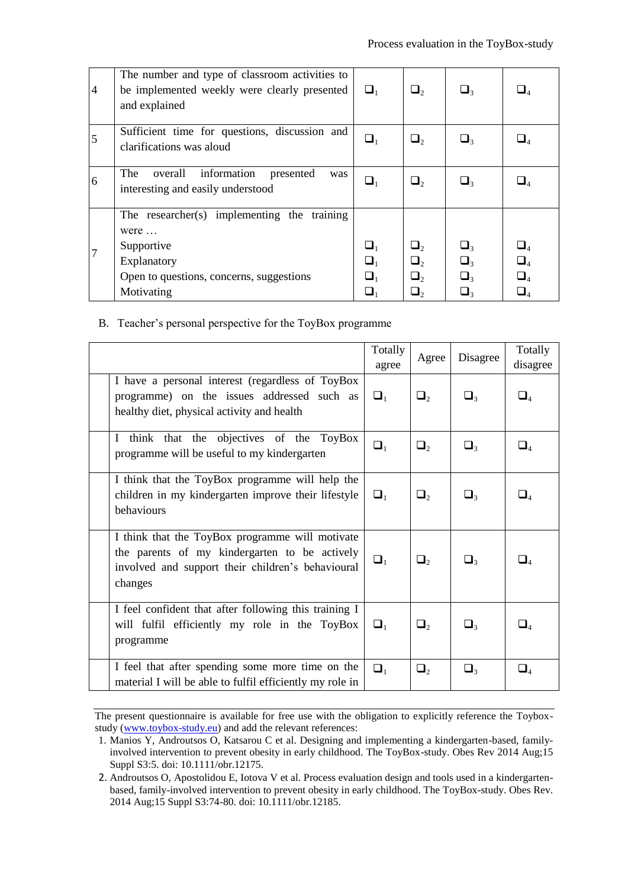| | | | | | |
|---|---|---|---|---|---|
| 4 | The number and type of classroom activities to be implemented weekly were clearly presented and explained | ❑1 | ❑2 | ❑3 | ❑4 |
| 5 | Sufficient time for questions, discussion and clarifications was aloud | ❑1 | ❑2 | ❑3 | ❑4 |
| 6 | The overall information presented was interesting and easily understood | ❑1 | ❑2 | ❑3 | ❑4 |
| 7 | The researcher(s) implementing the training were … | | | | |
| | Supportive | ❑1 | ❑2 | ❑3 | ❑4 |
| | Explanatory | ❑1 | ❑2 | ❑3 | ❑4 |
| | Open to questions, concerns, suggestions | ❑1 | ❑2 | ❑3 | ❑4 |
| | Motivating | ❑1 | ❑2 | ❑3 | ❑4 |

B. Teacher's personal perspective for the ToyBox programme

| | | Totally agree | Agree | Disagree | Totally disagree |
|---|---|---|---|---|---|
| | I have a personal interest (regardless of ToyBox programme) on the issues addressed such as healthy diet, physical activity and health | ❑1 | ❑2 | ❑3 | ❑4 |
| | I think that the objectives of the ToyBox programme will be useful to my kindergarten | ❑1 | ❑2 | ❑3 | ❑4 |
| | I think that the ToyBox programme will help the children in my kindergarten improve their lifestyle behaviours | ❑1 | ❑2 | ❑3 | ❑4 |
| | I think that the ToyBox programme will motivate the parents of my kindergarten to be actively involved and support their children's behavioural changes | ❑1 | ❑2 | ❑3 | ❑4 |
| | I feel confident that after following this training I will fulfil efficiently my role in the ToyBox programme | ❑1 | ❑2 | ❑3 | ❑4 |
| | I feel that after spending some more time on the material I will be able to fulfil efficiently my role in | ❑1 | ❑2 | ❑3 | ❑4 |

---

The present questionnaire is available for free use with the obligation to explicitly reference the Toybox-study (www.toybox-study.eu) and add the relevant references:

1. Manios Y, Androutsos O, Katsarou C et al. Designing and implementing a kindergarten-based, family-involved intervention to prevent obesity in early childhood. The ToyBox-study. Obes Rev 2014 Aug;15 Suppl S3:5. doi: 10.1111/obr.12175.
2. Androutsos O, Apostolidou E, Iotova V et al. Process evaluation design and tools used in a kindergarten-based, family-involved intervention to prevent obesity in early childhood. The ToyBox-study. Obes Rev. 2014 Aug;15 Suppl S3:74-80. doi: 10.1111/obr.12185.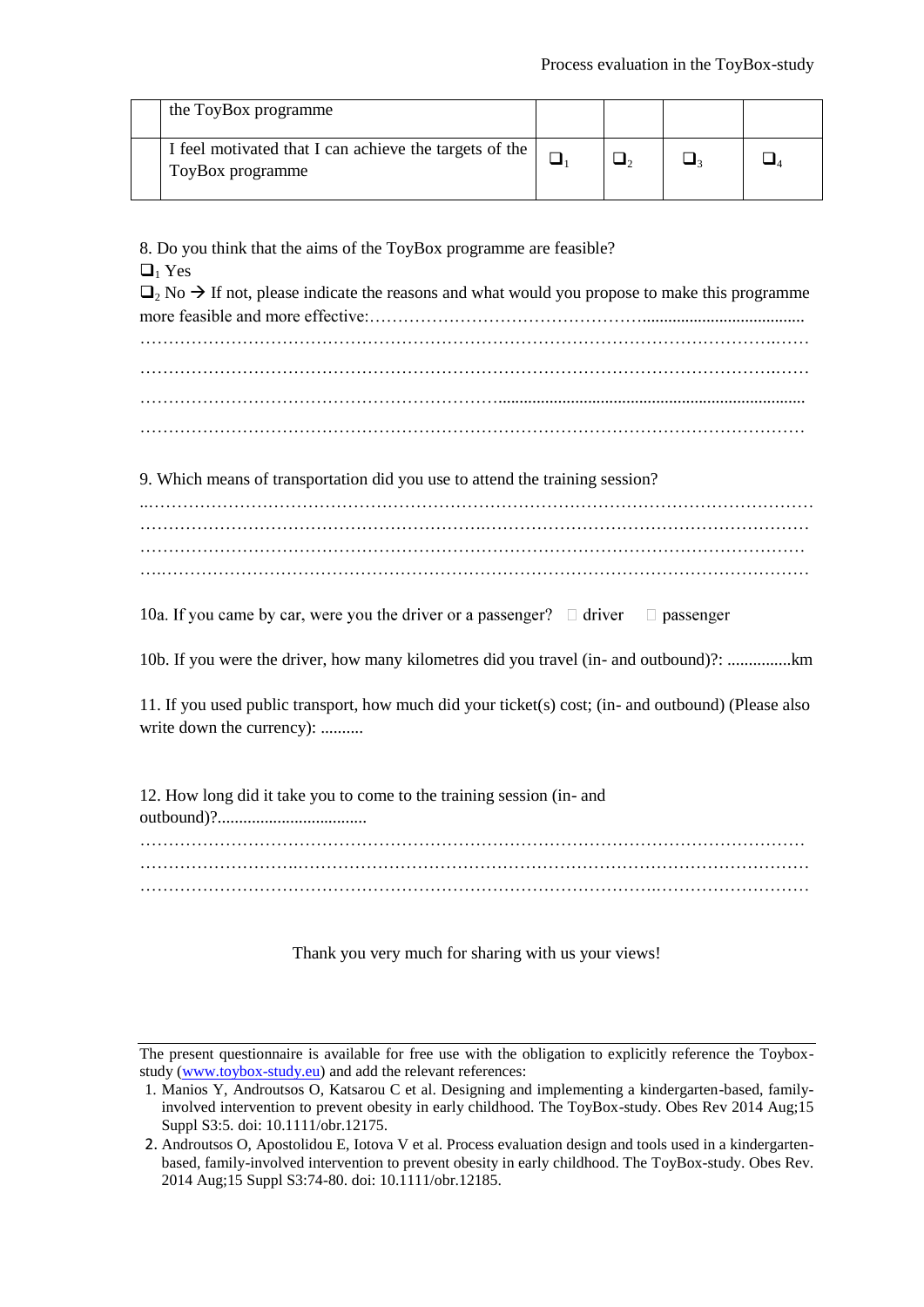| | | | | | |
|---|---|---|---|---|---|
| | the ToyBox programme | | | | |
| | I feel motivated that I can achieve the targets of the ToyBox programme | ❑1 | ❑2 | ❑3 | ❑4 |

8. Do you think that the aims of the ToyBox programme are feasible?

❑1 Yes

❑2 No → If not, please indicate the reasons and what would you propose to make this programme more feasible and more effective:…………………………………………......................................

……………………………………………………………………………………………………

……………………………………………………………………………………………………

…………………………………………………………........................................................................

……………………………………………………………………………………………………

9. Which means of transportation did you use to attend the training session?

……………………………………………………………………………………………………

……………………………………………………………………………………………………

……………………………………………………………………………………………………

……………………………………………………………………………………………………

10a. If you came by car, were you the driver or a passenger? ❑ driver ❑ passenger

10b. If you were the driver, how many kilometres did you travel (in- and outbound)?: ...............km

11. If you used public transport, how much did your ticket(s) cost; (in- and outbound) (Please also write down the currency): ..........

12. How long did it take you to come to the training session (in- and outbound)?...................................

……………………………………………………………………………………………………

……………………………………………………………………………………………………

……………………………………………………………………………………………………

Thank you very much for sharing with us your views!

---

The present questionnaire is available for free use with the obligation to explicitly reference the Toybox-study (www.toybox-study.eu) and add the relevant references:

1. Manios Y, Androutsos O, Katsarou C et al. Designing and implementing a kindergarten-based, family-involved intervention to prevent obesity in early childhood. The ToyBox-study. Obes Rev 2014 Aug;15 Suppl S3:5. doi: 10.1111/obr.12175.
2. Androutsos O, Apostolidou E, Iotova V et al. Process evaluation design and tools used in a kindergarten-based, family-involved intervention to prevent obesity in early childhood. The ToyBox-study. Obes Rev. 2014 Aug;15 Suppl S3:74-80. doi: 10.1111/obr.12185.